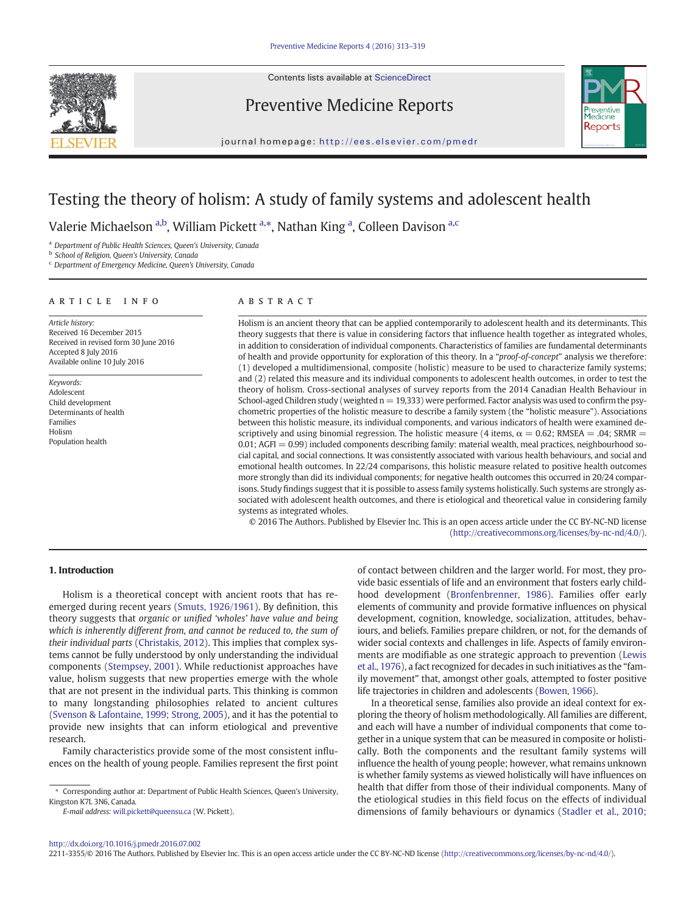Contents lists available at ScienceDirect

# Preventive Medicine Reports

journal homepage: http://ees.elsevier.com/pmedr

# Testing the theory of holism: A study of family systems and adolescent health

Valerie Michaelson [a,b], William Pickett [a,*], Nathan King [a], Colleen Davison [a,c]

[a] Department of Public Health Sciences, Queen's University, Canada
[b] School of Religion, Queen's University, Canada
[c] Department of Emergency Medicine, Queen's University, Canada

## ARTICLE INFO

*Article history:*
Received 16 December 2015
Received in revised form 30 June 2016
Accepted 8 July 2016
Available online 10 July 2016

*Keywords:*
Adolescent
Child development
Determinants of health
Families
Holism
Population health

## ABSTRACT

Holism is an ancient theory that can be applied contemporarily to adolescent health and its determinants. This theory suggests that there is value in considering factors that influence health together as integrated wholes, in addition to consideration of individual components. Characteristics of families are fundamental determinants of health and provide opportunity for exploration of this theory. In a "*proof-of-concept*" analysis we therefore: (1) developed a multidimensional, composite (holistic) measure to be used to characterize family systems; and (2) related this measure and its individual components to adolescent health outcomes, in order to test the theory of holism. Cross-sectional analyses of survey reports from the 2014 Canadian Health Behaviour in School-aged Children study (weighted n = 19,333) were performed. Factor analysis was used to confirm the psychometric properties of the holistic measure to describe a family system (the "holistic measure"). Associations between this holistic measure, its individual components, and various indicators of health were examined descriptively and using binomial regression. The holistic measure (4 items, $\alpha = 0.62$; RMSEA = .04; SRMR = 0.01; AGFI = 0.99) included components describing family: material wealth, meal practices, neighbourhood social capital, and social connections. It was consistently associated with various health behaviours, and social and emotional health outcomes. In 22/24 comparisons, this holistic measure related to positive health outcomes more strongly than did its individual components; for negative health outcomes this occurred in 20/24 comparisons. Study findings suggest that it is possible to assess family systems holistically. Such systems are strongly associated with adolescent health outcomes, and there is etiological and theoretical value in considering family systems as integrated wholes.

© 2016 The Authors. Published by Elsevier Inc. This is an open access article under the CC BY-NC-ND license (http://creativecommons.org/licenses/by-nc-nd/4.0/).

## 1. Introduction

Holism is a theoretical concept with ancient roots that has re-emerged during recent years (Smuts, 1926/1961). By definition, this theory suggests that *organic or unified 'wholes' have value and being which is inherently different from, and cannot be reduced to, the sum of their individual parts* (Christakis, 2012). This implies that complex systems cannot be fully understood by only understanding the individual components (Stempsey, 2001). While reductionist approaches have value, holism suggests that new properties emerge with the whole that are not present in the individual parts. This thinking is common to many longstanding philosophies related to ancient cultures (Svenson & Lafontaine, 1999; Strong, 2005), and it has the potential to provide new insights that can inform etiological and preventive research.

Family characteristics provide some of the most consistent influences on the health of young people. Families represent the first point of contact between children and the larger world. For most, they provide basic essentials of life and an environment that fosters early childhood development (Bronfenbrenner, 1986). Families offer early elements of community and provide formative influences on physical development, cognition, knowledge, socialization, attitudes, behaviours, and beliefs. Families prepare children, or not, for the demands of wider social contexts and challenges in life. Aspects of family environments are modifiable as one strategic approach to prevention (Lewis et al., 1976), a fact recognized for decades in such initiatives as the "family movement" that, amongst other goals, attempted to foster positive life trajectories in children and adolescents (Bowen, 1966).

In a theoretical sense, families also provide an ideal context for exploring the theory of holism methodologically. All families are different, and each will have a number of individual components that come together in a unique system that can be measured in composite or holistically. Both the components and the resultant family systems will influence the health of young people; however, what remains unknown is whether family systems as viewed holistically will have influences on health that differ from those of their individual components. Many of the etiological studies in this field focus on the effects of individual dimensions of family behaviours or dynamics (Stadler et al., 2010;

* Corresponding author at: Department of Public Health Sciences, Queen's University, Kingston K7L 3N6, Canada.
E-mail address: will.pickett@queensu.ca (W. Pickett).

http://dx.doi.org/10.1016/j.pmedr.2016.07.002
2211-3355/© 2016 The Authors. Published by Elsevier Inc. This is an open access article under the CC BY-NC-ND license (http://creativecommons.org/licenses/by-nc-nd/4.0/).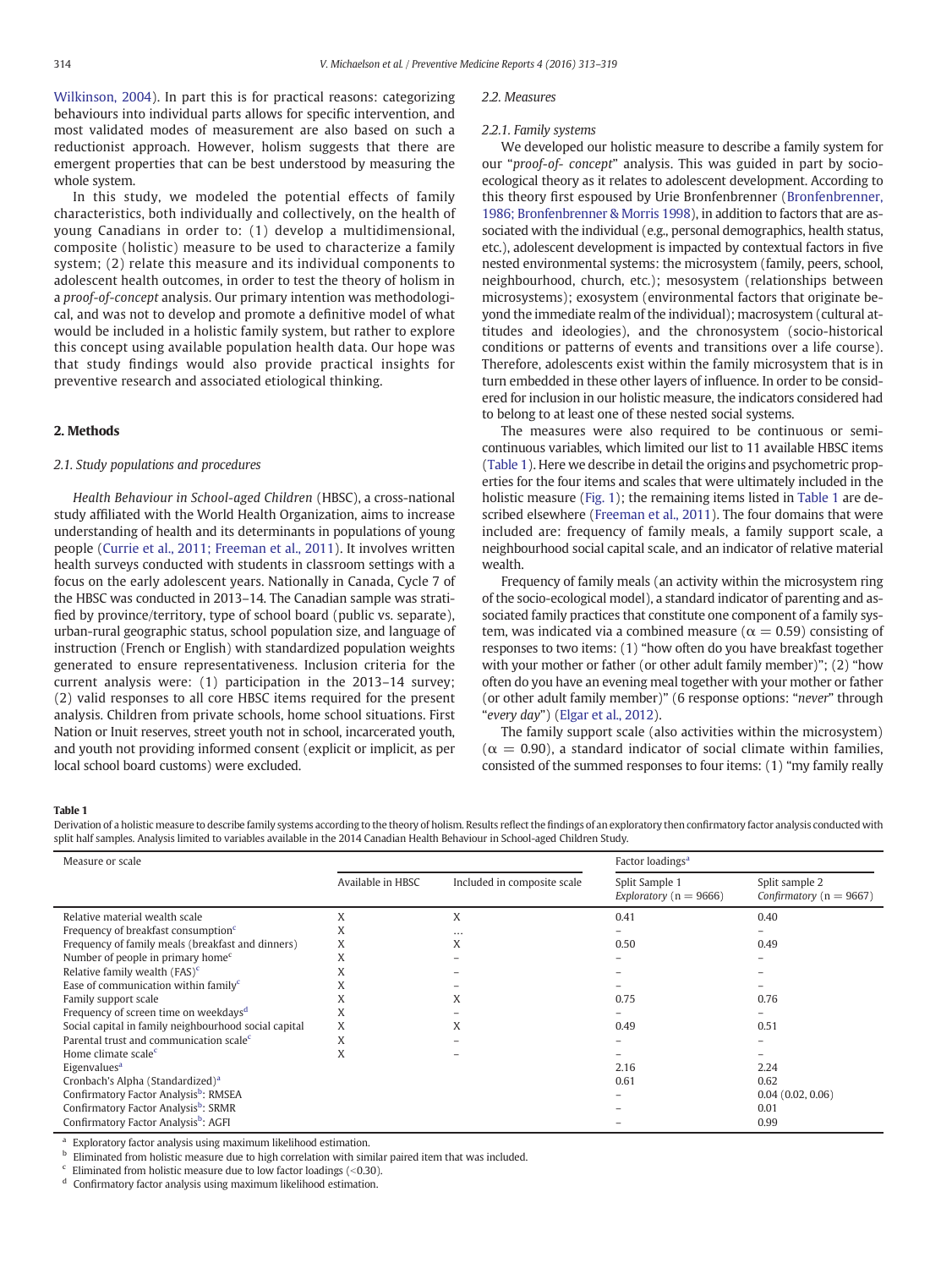Wilkinson, 2004). In part this is for practical reasons: categorizing behaviours into individual parts allows for specific intervention, and most validated modes of measurement are also based on such a reductionist approach. However, holism suggests that there are emergent properties that can be best understood by measuring the whole system.

In this study, we modeled the potential effects of family characteristics, both individually and collectively, on the health of young Canadians in order to: (1) develop a multidimensional, composite (holistic) measure to be used to characterize a family system; (2) relate this measure and its individual components to adolescent health outcomes, in order to test the theory of holism in a *proof-of-concept* analysis. Our primary intention was methodological, and was not to develop and promote a definitive model of what would be included in a holistic family system, but rather to explore this concept using available population health data. Our hope was that study findings would also provide practical insights for preventive research and associated etiological thinking.

## 2. Methods

### 2.1. Study populations and procedures

*Health Behaviour in School-aged Children* (HBSC), a cross-national study affiliated with the World Health Organization, aims to increase understanding of health and its determinants in populations of young people (Currie et al., 2011; Freeman et al., 2011). It involves written health surveys conducted with students in classroom settings with a focus on the early adolescent years. Nationally in Canada, Cycle 7 of the HBSC was conducted in 2013–14. The Canadian sample was stratified by province/territory, type of school board (public vs. separate), urban-rural geographic status, school population size, and language of instruction (French or English) with standardized population weights generated to ensure representativeness. Inclusion criteria for the current analysis were: (1) participation in the 2013–14 survey; (2) valid responses to all core HBSC items required for the present analysis. Children from private schools, home school situations. First Nation or Inuit reserves, street youth not in school, incarcerated youth, and youth not providing informed consent (explicit or implicit, as per local school board customs) were excluded.

### 2.2. Measures

#### 2.2.1. Family systems

We developed our holistic measure to describe a family system for our "*proof-of- concept*" analysis. This was guided in part by socio-ecological theory as it relates to adolescent development. According to this theory first espoused by Urie Bronfenbrenner (Bronfenbrenner, 1986; Bronfenbrenner & Morris 1998), in addition to factors that are associated with the individual (e.g., personal demographics, health status, etc.), adolescent development is impacted by contextual factors in five nested environmental systems: the microsystem (family, peers, school, neighbourhood, church, etc.); mesosystem (relationships between microsystems); exosystem (environmental factors that originate beyond the immediate realm of the individual); macrosystem (cultural attitudes and ideologies), and the chronosystem (socio-historical conditions or patterns of events and transitions over a life course). Therefore, adolescents exist within the family microsystem that is in turn embedded in these other layers of influence. In order to be considered for inclusion in our holistic measure, the indicators considered had to belong to at least one of these nested social systems.

The measures were also required to be continuous or semi-continuous variables, which limited our list to 11 available HBSC items (Table 1). Here we describe in detail the origins and psychometric properties for the four items and scales that were ultimately included in the holistic measure (Fig. 1); the remaining items listed in Table 1 are described elsewhere (Freeman et al., 2011). The four domains that were included are: frequency of family meals, a family support scale, a neighbourhood social capital scale, and an indicator of relative material wealth.

Frequency of family meals (an activity within the microsystem ring of the socio-ecological model), a standard indicator of parenting and associated family practices that constitute one component of a family system, was indicated via a combined measure ($\alpha = 0.59$) consisting of responses to two items: (1) "how often do you have breakfast together with your mother or father (or other adult family member)"; (2) "how often do you have an evening meal together with your mother or father (or other adult family member)" (6 response options: "*never*" through "*every day*") (Elgar et al., 2012).

The family support scale (also activities within the microsystem) ($\alpha = 0.90$), a standard indicator of social climate within families, consisted of the summed responses to four items: (1) "my family really

**Table 1**

Derivation of a holistic measure to describe family systems according to the theory of holism. Results reflect the findings of an exploratory then confirmatory factor analysis conducted with split half samples. Analysis limited to variables available in the 2014 Canadian Health Behaviour in School-aged Children Study.

| Measure or scale | | | Factor loadings[a] | |
|---|---|---|---|---|
| | Available in HBSC | Included in composite scale | Split Sample 1 *Exploratory* (n = 9666) | Split sample 2 *Confirmatory* (n = 9667) |
| Relative material wealth scale | X | X | 0.41 | 0.40 |
| Frequency of breakfast consumption[c] | X | … | – | – |
| Frequency of family meals (breakfast and dinners) | X | X | 0.50 | 0.49 |
| Number of people in primary home[c] | X | – | – | – |
| Relative family wealth (FAS)[c] | X | – | – | – |
| Ease of communication within family[c] | X | – | – | – |
| Family support scale | X | X | 0.75 | 0.76 |
| Frequency of screen time on weekdays[d] | X | – | – | – |
| Social capital in family neighbourhood social capital | X | X | 0.49 | 0.51 |
| Parental trust and communication scale[c] | X | – | – | – |
| Home climate scale[c] | X | – | – | – |
| Eigenvalues[a] | | | 2.16 | 2.24 |
| Cronbach's Alpha (Standardized)[a] | | | 0.61 | 0.62 |
| Confirmatory Factor Analysis[b]: RMSEA | | | – | 0.04 (0.02, 0.06) |
| Confirmatory Factor Analysis[b]: SRMR | | | – | 0.01 |
| Confirmatory Factor Analysis[b]: AGFI | | | – | 0.99 |

[a] Exploratory factor analysis using maximum likelihood estimation.

[b] Eliminated from holistic measure due to high correlation with similar paired item that was included.

[c] Eliminated from holistic measure due to low factor loadings (<0.30).

[d] Confirmatory factor analysis using maximum likelihood estimation.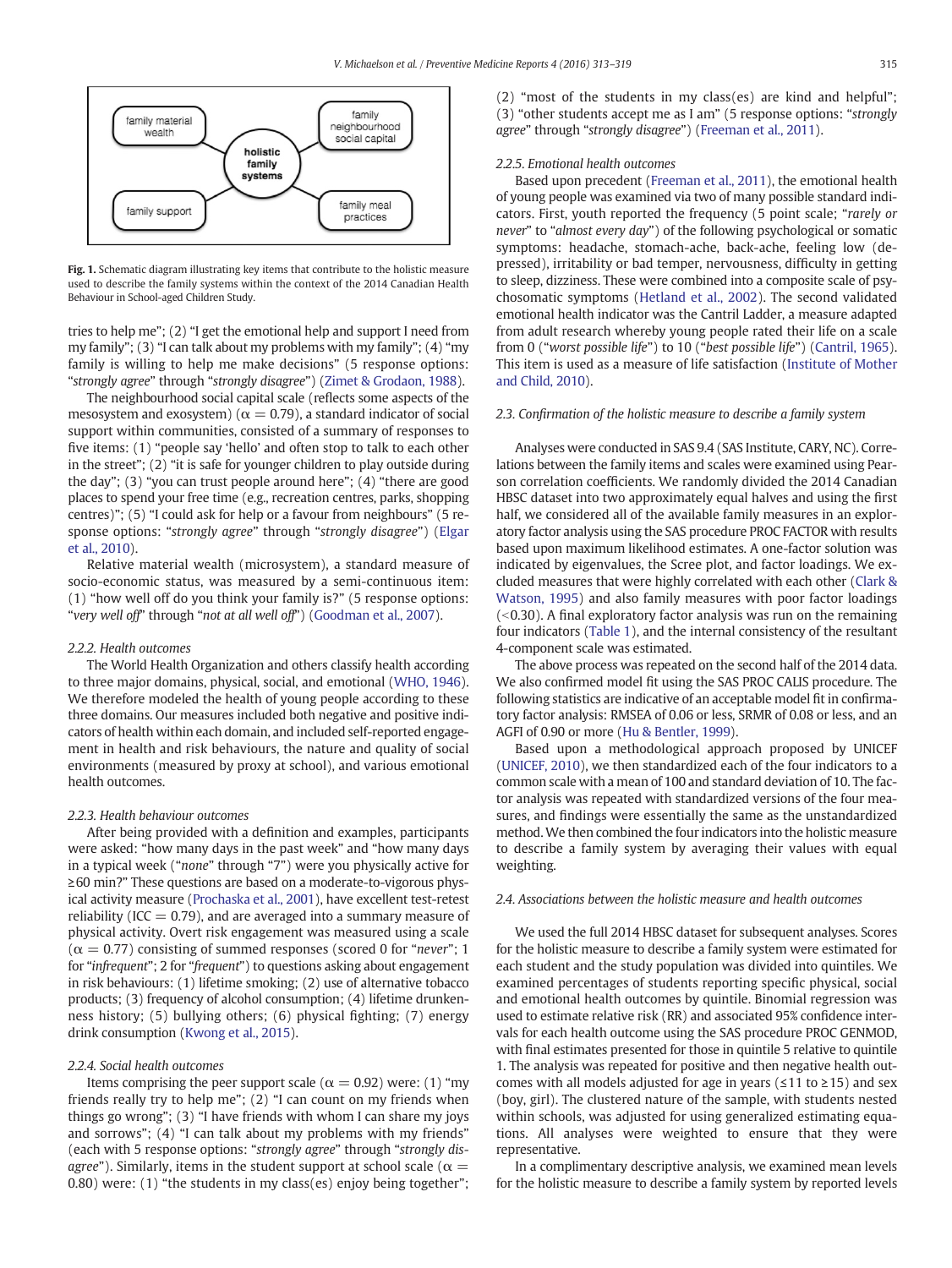family material wealth

family neighbourhood social capital

holistic family systems

family support

family meal practices

**Fig. 1.** Schematic diagram illustrating key items that contribute to the holistic measure used to describe the family systems within the context of the 2014 Canadian Health Behaviour in School-aged Children Study.

tries to help me"; (2) "I get the emotional help and support I need from my family"; (3) "I can talk about my problems with my family"; (4) "my family is willing to help me make decisions" (5 response options: "*strongly agree*" through "*strongly disagree*") (Zimet & Grodaon, 1988).

The neighbourhood social capital scale (reflects some aspects of the mesosystem and exosystem) ($\alpha = 0.79$), a standard indicator of social support within communities, consisted of a summary of responses to five items: (1) "people say 'hello' and often stop to talk to each other in the street"; (2) "it is safe for younger children to play outside during the day"; (3) "you can trust people around here"; (4) "there are good places to spend your free time (e.g., recreation centres, parks, shopping centres)"; (5) "I could ask for help or a favour from neighbours" (5 response options: "*strongly agree*" through "*strongly disagree*") (Elgar et al., 2010).

Relative material wealth (microsystem), a standard measure of socio-economic status, was measured by a semi-continuous item: (1) "how well off do you think your family is?" (5 response options: "*very well off*" through "*not at all well off*") (Goodman et al., 2007).

#### 2.2.2. Health outcomes

The World Health Organization and others classify health according to three major domains, physical, social, and emotional (WHO, 1946). We therefore modeled the health of young people according to these three domains. Our measures included both negative and positive indicators of health within each domain, and included self-reported engagement in health and risk behaviours, the nature and quality of social environments (measured by proxy at school), and various emotional health outcomes.

#### 2.2.3. Health behaviour outcomes

After being provided with a definition and examples, participants were asked: "how many days in the past week" and "how many days in a typical week ("*none*" through "7") were you physically active for ≥60 min?" These questions are based on a moderate-to-vigorous physical activity measure (Prochaska et al., 2001), have excellent test-retest reliability (ICC = 0.79), and are averaged into a summary measure of physical activity. Overt risk engagement was measured using a scale ($\alpha = 0.77$) consisting of summed responses (scored 0 for "*never*"; 1 for "*infrequent*"; 2 for "*frequent*") to questions asking about engagement in risk behaviours: (1) lifetime smoking; (2) use of alternative tobacco products; (3) frequency of alcohol consumption; (4) lifetime drunkenness history; (5) bullying others; (6) physical fighting; (7) energy drink consumption (Kwong et al., 2015).

#### 2.2.4. Social health outcomes

Items comprising the peer support scale ($\alpha = 0.92$) were: (1) "my friends really try to help me"; (2) "I can count on my friends when things go wrong"; (3) "I have friends with whom I can share my joys and sorrows"; (4) "I can talk about my problems with my friends" (each with 5 response options: "*strongly agree*" through "*strongly disagree*"). Similarly, items in the student support at school scale ($\alpha = 0.80$) were: (1) "the students in my class(es) enjoy being together"; (2) "most of the students in my class(es) are kind and helpful"; (3) "other students accept me as I am" (5 response options: "*strongly agree*" through "*strongly disagree*") (Freeman et al., 2011).

#### 2.2.5. Emotional health outcomes

Based upon precedent (Freeman et al., 2011), the emotional health of young people was examined via two of many possible standard indicators. First, youth reported the frequency (5 point scale; "*rarely or never*" to "*almost every day*") of the following psychological or somatic symptoms: headache, stomach-ache, back-ache, feeling low (depressed), irritability or bad temper, nervousness, difficulty in getting to sleep, dizziness. These were combined into a composite scale of psychosomatic symptoms (Hetland et al., 2002). The second validated emotional health indicator was the Cantril Ladder, a measure adapted from adult research whereby young people rated their life on a scale from 0 ("*worst possible life*") to 10 ("*best possible life*") (Cantril, 1965). This item is used as a measure of life satisfaction (Institute of Mother and Child, 2010).

### 2.3. Confirmation of the holistic measure to describe a family system

Analyses were conducted in SAS 9.4 (SAS Institute, CARY, NC). Correlations between the family items and scales were examined using Pearson correlation coefficients. We randomly divided the 2014 Canadian HBSC dataset into two approximately equal halves and using the first half, we considered all of the available family measures in an exploratory factor analysis using the SAS procedure PROC FACTOR with results based upon maximum likelihood estimates. A one-factor solution was indicated by eigenvalues, the Scree plot, and factor loadings. We excluded measures that were highly correlated with each other (Clark & Watson, 1995) and also family measures with poor factor loadings (<0.30). A final exploratory factor analysis was run on the remaining four indicators (Table 1), and the internal consistency of the resultant 4-component scale was estimated.

The above process was repeated on the second half of the 2014 data. We also confirmed model fit using the SAS PROC CALIS procedure. The following statistics are indicative of an acceptable model fit in confirmatory factor analysis: RMSEA of 0.06 or less, SRMR of 0.08 or less, and an AGFI of 0.90 or more (Hu & Bentler, 1999).

Based upon a methodological approach proposed by UNICEF (UNICEF, 2010), we then standardized each of the four indicators to a common scale with a mean of 100 and standard deviation of 10. The factor analysis was repeated with standardized versions of the four measures, and findings were essentially the same as the unstandardized method. We then combined the four indicators into the holistic measure to describe a family system by averaging their values with equal weighting.

### 2.4. Associations between the holistic measure and health outcomes

We used the full 2014 HBSC dataset for subsequent analyses. Scores for the holistic measure to describe a family system were estimated for each student and the study population was divided into quintiles. We examined percentages of students reporting specific physical, social and emotional health outcomes by quintile. Binomial regression was used to estimate relative risk (RR) and associated 95% confidence intervals for each health outcome using the SAS procedure PROC GENMOD, with final estimates presented for those in quintile 5 relative to quintile 1. The analysis was repeated for positive and then negative health outcomes with all models adjusted for age in years (≤11 to ≥15) and sex (boy, girl). The clustered nature of the sample, with students nested within schools, was adjusted for using generalized estimating equations. All analyses were weighted to ensure that they were representative.

In a complimentary descriptive analysis, we examined mean levels for the holistic measure to describe a family system by reported levels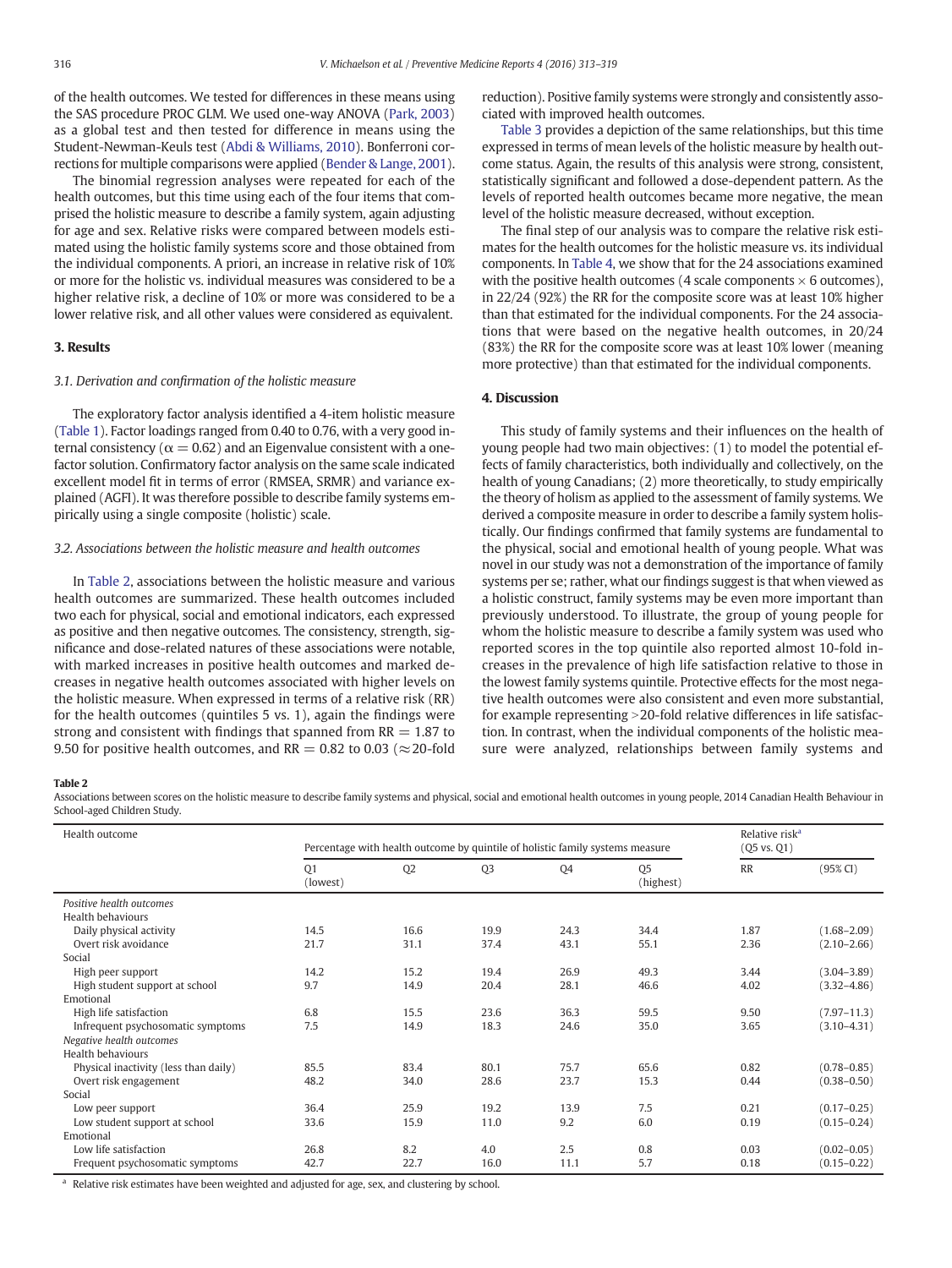of the health outcomes. We tested for differences in these means using the SAS procedure PROC GLM. We used one-way ANOVA (Park, 2003) as a global test and then tested for difference in means using the Student-Newman-Keuls test (Abdi & Williams, 2010). Bonferroni corrections for multiple comparisons were applied (Bender & Lange, 2001).

The binomial regression analyses were repeated for each of the health outcomes, but this time using each of the four items that comprised the holistic measure to describe a family system, again adjusting for age and sex. Relative risks were compared between models estimated using the holistic family systems score and those obtained from the individual components. A priori, an increase in relative risk of 10% or more for the holistic vs. individual measures was considered to be a higher relative risk, a decline of 10% or more was considered to be a lower relative risk, and all other values were considered as equivalent.

## 3. Results

### 3.1. Derivation and confirmation of the holistic measure

The exploratory factor analysis identified a 4-item holistic measure (Table 1). Factor loadings ranged from 0.40 to 0.76, with a very good internal consistency ($\alpha = 0.62$) and an Eigenvalue consistent with a one-factor solution. Confirmatory factor analysis on the same scale indicated excellent model fit in terms of error (RMSEA, SRMR) and variance explained (AGFI). It was therefore possible to describe family systems empirically using a single composite (holistic) scale.

### 3.2. Associations between the holistic measure and health outcomes

In Table 2, associations between the holistic measure and various health outcomes are summarized. These health outcomes included two each for physical, social and emotional indicators, each expressed as positive and then negative outcomes. The consistency, strength, significance and dose-related natures of these associations were notable, with marked increases in positive health outcomes and marked decreases in negative health outcomes associated with higher levels on the holistic measure. When expressed in terms of a relative risk (RR) for the health outcomes (quintiles 5 vs. 1), again the findings were strong and consistent with findings that spanned from RR = 1.87 to 9.50 for positive health outcomes, and RR = 0.82 to 0.03 (≈20-fold reduction). Positive family systems were strongly and consistently associated with improved health outcomes.

Table 3 provides a depiction of the same relationships, but this time expressed in terms of mean levels of the holistic measure by health outcome status. Again, the results of this analysis were strong, consistent, statistically significant and followed a dose-dependent pattern. As the levels of reported health outcomes became more negative, the mean level of the holistic measure decreased, without exception.

The final step of our analysis was to compare the relative risk estimates for the health outcomes for the holistic measure vs. its individual components. In Table 4, we show that for the 24 associations examined with the positive health outcomes (4 scale components × 6 outcomes), in 22/24 (92%) the RR for the composite score was at least 10% higher than that estimated for the individual components. For the 24 associations that were based on the negative health outcomes, in 20/24 (83%) the RR for the composite score was at least 10% lower (meaning more protective) than that estimated for the individual components.

## 4. Discussion

This study of family systems and their influences on the health of young people had two main objectives: (1) to model the potential effects of family characteristics, both individually and collectively, on the health of young Canadians; (2) more theoretically, to study empirically the theory of holism as applied to the assessment of family systems. We derived a composite measure in order to describe a family system holistically. Our findings confirmed that family systems are fundamental to the physical, social and emotional health of young people. What was novel in our study was not a demonstration of the importance of family systems per se; rather, what our findings suggest is that when viewed as a holistic construct, family systems may be even more important than previously understood. To illustrate, the group of young people for whom the holistic measure to describe a family system was used who reported scores in the top quintile also reported almost 10-fold increases in the prevalence of high life satisfaction relative to those in the lowest family systems quintile. Protective effects for the most negative health outcomes were also consistent and even more substantial, for example representing >20-fold relative differences in life satisfaction. In contrast, when the individual components of the holistic measure were analyzed, relationships between family systems and

**Table 2**
Associations between scores on the holistic measure to describe family systems and physical, social and emotional health outcomes in young people, 2014 Canadian Health Behaviour in School-aged Children Study.

| Health outcome | Percentage with health outcome by quintile of holistic family systems measure | | | | | Relative risk[a] (Q5 vs. Q1) | |
|---|---|---|---|---|---|---|---|
| | Q1 (lowest) | Q2 | Q3 | Q4 | Q5 (highest) | RR | (95% CI) |
| *Positive health outcomes* | | | | | | | |
| Health behaviours | | | | | | | |
| Daily physical activity | 14.5 | 16.6 | 19.9 | 24.3 | 34.4 | 1.87 | (1.68–2.09) |
| Overt risk avoidance | 21.7 | 31.1 | 37.4 | 43.1 | 55.1 | 2.36 | (2.10–2.66) |
| Social | | | | | | | |
| High peer support | 14.2 | 15.2 | 19.4 | 26.9 | 49.3 | 3.44 | (3.04–3.89) |
| High student support at school | 9.7 | 14.9 | 20.4 | 28.1 | 46.6 | 4.02 | (3.32–4.86) |
| Emotional | | | | | | | |
| High life satisfaction | 6.8 | 15.5 | 23.6 | 36.3 | 59.5 | 9.50 | (7.97–11.3) |
| Infrequent psychosomatic symptoms | 7.5 | 14.9 | 18.3 | 24.6 | 35.0 | 3.65 | (3.10–4.31) |
| *Negative health outcomes* | | | | | | | |
| Health behaviours | | | | | | | |
| Physical inactivity (less than daily) | 85.5 | 83.4 | 80.1 | 75.7 | 65.6 | 0.82 | (0.78–0.85) |
| Overt risk engagement | 48.2 | 34.0 | 28.6 | 23.7 | 15.3 | 0.44 | (0.38–0.50) |
| Social | | | | | | | |
| Low peer support | 36.4 | 25.9 | 19.2 | 13.9 | 7.5 | 0.21 | (0.17–0.25) |
| Low student support at school | 33.6 | 15.9 | 11.0 | 9.2 | 6.0 | 0.19 | (0.15–0.24) |
| Emotional | | | | | | | |
| Low life satisfaction | 26.8 | 8.2 | 4.0 | 2.5 | 0.8 | 0.03 | (0.02–0.05) |
| Frequent psychosomatic symptoms | 42.7 | 22.7 | 16.0 | 11.1 | 5.7 | 0.18 | (0.15–0.22) |

[a] Relative risk estimates have been weighted and adjusted for age, sex, and clustering by school.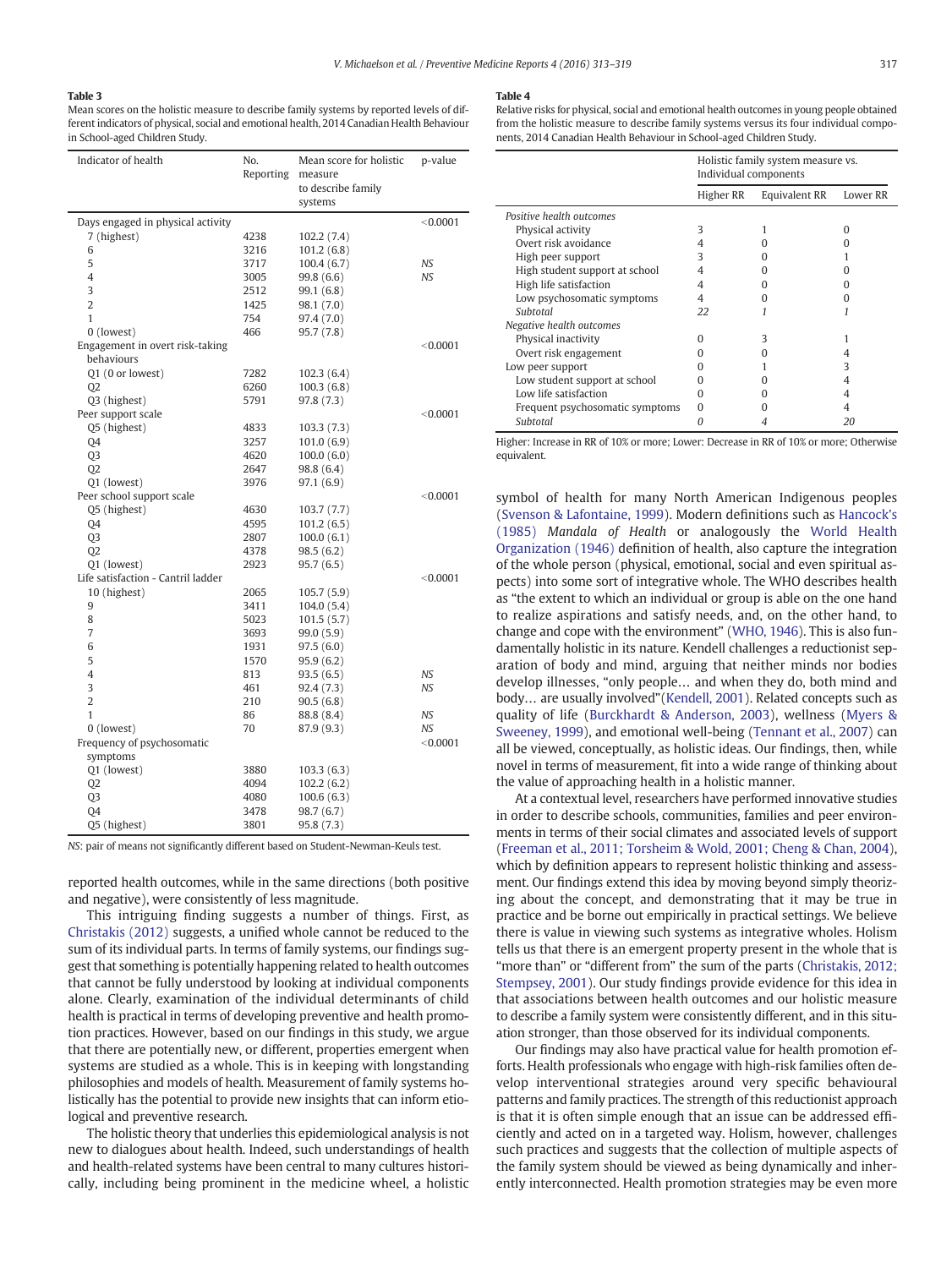**Table 3**
Mean scores on the holistic measure to describe family systems by reported levels of different indicators of physical, social and emotional health, 2014 Canadian Health Behaviour in School-aged Children Study.

| Indicator of health | No. Reporting | Mean score for holistic measure to describe family systems | p-value |
|---|---|---|---|
| Days engaged in physical activity | | | <0.0001 |
| 7 (highest) | 4238 | 102.2 (7.4) | |
| 6 | 3216 | 101.2 (6.8) | |
| 5 | 3717 | 100.4 (6.7) | NS |
| 4 | 3005 | 99.8 (6.6) | NS |
| 3 | 2512 | 99.1 (6.8) | |
| 2 | 1425 | 98.1 (7.0) | |
| 1 | 754 | 97.4 (7.0) | |
| 0 (lowest) | 466 | 95.7 (7.8) | |
| Engagement in overt risk-taking behaviours | | | <0.0001 |
| Q1 (0 or lowest) | 7282 | 102.3 (6.4) | |
| Q2 | 6260 | 100.3 (6.8) | |
| Q3 (highest) | 5791 | 97.8 (7.3) | |
| Peer support scale | | | <0.0001 |
| Q5 (highest) | 4833 | 103.3 (7.3) | |
| Q4 | 3257 | 101.0 (6.9) | |
| Q3 | 4620 | 100.0 (6.0) | |
| Q2 | 2647 | 98.8 (6.4) | |
| Q1 (lowest) | 3976 | 97.1 (6.9) | |
| Peer school support scale | | | <0.0001 |
| Q5 (highest) | 4630 | 103.7 (7.7) | |
| Q4 | 4595 | 101.2 (6.5) | |
| Q3 | 2807 | 100.0 (6.1) | |
| Q2 | 4378 | 98.5 (6.2) | |
| Q1 (lowest) | 2923 | 95.7 (6.5) | |
| Life satisfaction - Cantril ladder | | | <0.0001 |
| 10 (highest) | 2065 | 105.7 (5.9) | |
| 9 | 3411 | 104.0 (5.4) | |
| 8 | 5023 | 101.5 (5.7) | |
| 7 | 3693 | 99.0 (5.9) | |
| 6 | 1931 | 97.5 (6.0) | |
| 5 | 1570 | 95.9 (6.2) | |
| 4 | 813 | 93.5 (6.5) | NS |
| 3 | 461 | 92.4 (7.3) | NS |
| 2 | 210 | 90.5 (6.8) | |
| 1 | 86 | 88.8 (8.4) | NS |
| 0 (lowest) | 70 | 87.9 (9.3) | NS |
| Frequency of psychosomatic symptoms | | | <0.0001 |
| Q1 (lowest) | 3880 | 103.3 (6.3) | |
| Q2 | 4094 | 102.2 (6.2) | |
| Q3 | 4080 | 100.6 (6.3) | |
| Q4 | 3478 | 98.7 (6.7) | |
| Q5 (highest) | 3801 | 95.8 (7.3) | |

NS: pair of means not significantly different based on Student-Newman-Keuls test.

reported health outcomes, while in the same directions (both positive and negative), were consistently of less magnitude.

This intriguing finding suggests a number of things. First, as Christakis (2012) suggests, a unified whole cannot be reduced to the sum of its individual parts. In terms of family systems, our findings suggest that something is potentially happening related to health outcomes that cannot be fully understood by looking at individual components alone. Clearly, examination of the individual determinants of child health is practical in terms of developing preventive and health promotion practices. However, based on our findings in this study, we argue that there are potentially new, or different, properties emergent when systems are studied as a whole. This is in keeping with longstanding philosophies and models of health. Measurement of family systems holistically has the potential to provide new insights that can inform etiological and preventive research.

The holistic theory that underlies this epidemiological analysis is not new to dialogues about health. Indeed, such understandings of health and health-related systems have been central to many cultures historically, including being prominent in the medicine wheel, a holistic

**Table 4**
Relative risks for physical, social and emotional health outcomes in young people obtained from the holistic measure to describe family systems versus its four individual components, 2014 Canadian Health Behaviour in School-aged Children Study.

| | Holistic family system measure vs. Individual components | | |
|---|---|---|---|
| | Higher RR | Equivalent RR | Lower RR |
| *Positive health outcomes* | | | |
| Physical activity | 3 | 1 | 0 |
| Overt risk avoidance | 4 | 0 | 0 |
| High peer support | 3 | 0 | 1 |
| High student support at school | 4 | 0 | 0 |
| High life satisfaction | 4 | 0 | 0 |
| Low psychosomatic symptoms | 4 | 0 | 0 |
| *Subtotal* | *22* | *1* | *1* |
| *Negative health outcomes* | | | |
| Physical inactivity | 0 | 3 | 1 |
| Overt risk engagement | 0 | 0 | 4 |
| Low peer support | 0 | 1 | 3 |
| Low student support at school | 0 | 0 | 4 |
| Low life satisfaction | 0 | 0 | 4 |
| Frequent psychosomatic symptoms | 0 | 0 | 4 |
| *Subtotal* | *0* | *4* | *20* |

Higher: Increase in RR of 10% or more; Lower: Decrease in RR of 10% or more; Otherwise equivalent.

symbol of health for many North American Indigenous peoples (Svenson & Lafontaine, 1999). Modern definitions such as Hancock's (1985) *Mandala of Health* or analogously the World Health Organization (1946) definition of health, also capture the integration of the whole person (physical, emotional, social and even spiritual aspects) into some sort of integrative whole. The WHO describes health as "the extent to which an individual or group is able on the one hand to realize aspirations and satisfy needs, and, on the other hand, to change and cope with the environment" (WHO, 1946). This is also fundamentally holistic in its nature. Kendell challenges a reductionist separation of body and mind, arguing that neither minds nor bodies develop illnesses, "only people… and when they do, both mind and body… are usually involved"(Kendell, 2001). Related concepts such as quality of life (Burckhardt & Anderson, 2003), wellness (Myers & Sweeney, 1999), and emotional well-being (Tennant et al., 2007) can all be viewed, conceptually, as holistic ideas. Our findings, then, while novel in terms of measurement, fit into a wide range of thinking about the value of approaching health in a holistic manner.

At a contextual level, researchers have performed innovative studies in order to describe schools, communities, families and peer environments in terms of their social climates and associated levels of support (Freeman et al., 2011; Torsheim & Wold, 2001; Cheng & Chan, 2004), which by definition appears to represent holistic thinking and assessment. Our findings extend this idea by moving beyond simply theorizing about the concept, and demonstrating that it may be true in practice and be borne out empirically in practical settings. We believe there is value in viewing such systems as integrative wholes. Holism tells us that there is an emergent property present in the whole that is "more than" or "different from" the sum of the parts (Christakis, 2012; Stempsey, 2001). Our study findings provide evidence for this idea in that associations between health outcomes and our holistic measure to describe a family system were consistently different, and in this situation stronger, than those observed for its individual components.

Our findings may also have practical value for health promotion efforts. Health professionals who engage with high-risk families often develop interventional strategies around very specific behavioural patterns and family practices. The strength of this reductionist approach is that it is often simple enough that an issue can be addressed efficiently and acted on in a targeted way. Holism, however, challenges such practices and suggests that the collection of multiple aspects of the family system should be viewed as being dynamically and inherently interconnected. Health promotion strategies may be even more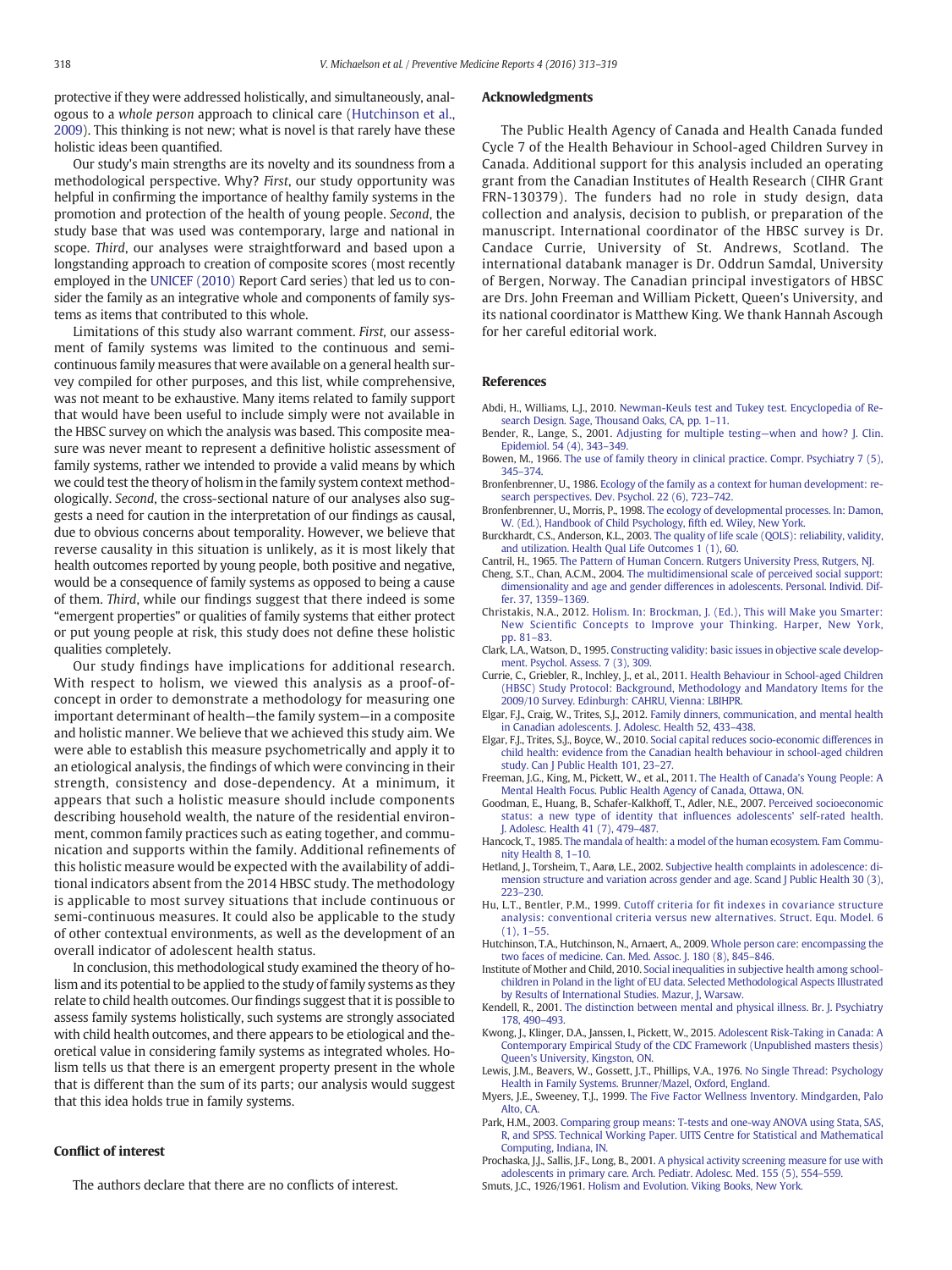protective if they were addressed holistically, and simultaneously, analogous to a *whole person* approach to clinical care (Hutchinson et al., 2009). This thinking is not new; what is novel is that rarely have these holistic ideas been quantified.

Our study's main strengths are its novelty and its soundness from a methodological perspective. Why? *First*, our study opportunity was helpful in confirming the importance of healthy family systems in the promotion and protection of the health of young people. *Second*, the study base that was used was contemporary, large and national in scope. *Third*, our analyses were straightforward and based upon a longstanding approach to creation of composite scores (most recently employed in the UNICEF (2010) Report Card series) that led us to consider the family as an integrative whole and components of family systems as items that contributed to this whole.

Limitations of this study also warrant comment. *First*, our assessment of family systems was limited to the continuous and semi-continuous family measures that were available on a general health survey compiled for other purposes, and this list, while comprehensive, was not meant to be exhaustive. Many items related to family support that would have been useful to include simply were not available in the HBSC survey on which the analysis was based. This composite measure was never meant to represent a definitive holistic assessment of family systems, rather we intended to provide a valid means by which we could test the theory of holism in the family system context methodologically. *Second*, the cross-sectional nature of our analyses also suggests a need for caution in the interpretation of our findings as causal, due to obvious concerns about temporality. However, we believe that reverse causality in this situation is unlikely, as it is most likely that health outcomes reported by young people, both positive and negative, would be a consequence of family systems as opposed to being a cause of them. *Third*, while our findings suggest that there indeed is some "emergent properties" or qualities of family systems that either protect or put young people at risk, this study does not define these holistic qualities completely.

Our study findings have implications for additional research. With respect to holism, we viewed this analysis as a proof-of-concept in order to demonstrate a methodology for measuring one important determinant of health—the family system—in a composite and holistic manner. We believe that we achieved this study aim. We were able to establish this measure psychometrically and apply it to an etiological analysis, the findings of which were convincing in their strength, consistency and dose-dependency. At a minimum, it appears that such a holistic measure should include components describing household wealth, the nature of the residential environment, common family practices such as eating together, and communication and supports within the family. Additional refinements of this holistic measure would be expected with the availability of additional indicators absent from the 2014 HBSC study. The methodology is applicable to most survey situations that include continuous or semi-continuous measures. It could also be applicable to the study of other contextual environments, as well as the development of an overall indicator of adolescent health status.

In conclusion, this methodological study examined the theory of holism and its potential to be applied to the study of family systems as they relate to child health outcomes. Our findings suggest that it is possible to assess family systems holistically, such systems are strongly associated with child health outcomes, and there appears to be etiological and theoretical value in considering family systems as integrated wholes. Holism tells us that there is an emergent property present in the whole that is different than the sum of its parts; our analysis would suggest that this idea holds true in family systems.

## Conflict of interest

The authors declare that there are no conflicts of interest.

## Acknowledgments

The Public Health Agency of Canada and Health Canada funded Cycle 7 of the Health Behaviour in School-aged Children Survey in Canada. Additional support for this analysis included an operating grant from the Canadian Institutes of Health Research (CIHR Grant FRN-130379). The funders had no role in study design, data collection and analysis, decision to publish, or preparation of the manuscript. International coordinator of the HBSC survey is Dr. Candace Currie, University of St. Andrews, Scotland. The international databank manager is Dr. Oddrun Samdal, University of Bergen, Norway. The Canadian principal investigators of HBSC are Drs. John Freeman and William Pickett, Queen's University, and its national coordinator is Matthew King. We thank Hannah Ascough for her careful editorial work.

## References

Abdi, H., Williams, L.J., 2010. Newman-Keuls test and Tukey test. Encyclopedia of Research Design. Sage, Thousand Oaks, CA, pp. 1–11.

Bender, R., Lange, S., 2001. Adjusting for multiple testing—when and how? J. Clin. Epidemiol. 54 (4), 343–349.

Bowen, M., 1966. The use of family theory in clinical practice. Compr. Psychiatry 7 (5), 345–374.

Bronfenbrenner, U., 1986. Ecology of the family as a context for human development: research perspectives. Dev. Psychol. 22 (6), 723–742.

Bronfenbrenner, U., Morris, P., 1998. The ecology of developmental processes. In: Damon, W. (Ed.), Handbook of Child Psychology, fifth ed. Wiley, New York.

Burckhardt, C.S., Anderson, K.L., 2003. The quality of life scale (QOLS): reliability, validity, and utilization. Health Qual Life Outcomes 1 (1), 60.

Cantril, H., 1965. The Pattern of Human Concern. Rutgers University Press, Rutgers, NJ.

Cheng, S.T., Chan, A.C.M., 2004. The multidimensional scale of perceived social support: dimensionality and age and gender differences in adolescents. Personal. Individ. Differ. 37, 1359–1369.

Christakis, N.A., 2012. Holism. In: Brockman, J. (Ed.), This will Make you Smarter: New Scientific Concepts to Improve your Thinking. Harper, New York, pp. 81–83.

Clark, L.A., Watson, D., 1995. Constructing validity: basic issues in objective scale development. Psychol. Assess. 7 (3), 309.

Currie, C., Griebler, R., Inchley, J., et al., 2011. Health Behaviour in School-aged Children (HBSC) Study Protocol: Background, Methodology and Mandatory Items for the 2009/10 Survey. Edinburgh: CAHRU, Vienna: LBIHPR.

Elgar, F.J., Craig, W., Trites, S.J., 2012. Family dinners, communication, and mental health in Canadian adolescents. J. Adolesc. Health 52, 433–438.

Elgar, F.J., Trites, S.J., Boyce, W., 2010. Social capital reduces socio-economic differences in child health: evidence from the Canadian health behaviour in school-aged children study. Can J Public Health 101, 23–27.

Freeman, J.G., King, M., Pickett, W., et al., 2011. The Health of Canada's Young People: A Mental Health Focus. Public Health Agency of Canada, Ottawa, ON.

Goodman, E., Huang, B., Schafer-Kalkhoff, T., Adler, N.E., 2007. Perceived socioeconomic status: a new type of identity that influences adolescents' self-rated health. J. Adolesc. Health 41 (7), 479–487.

Hancock, T., 1985. The mandala of health: a model of the human ecosystem. Fam Community Health 8, 1–10.

Hetland, J., Torsheim, T., Aarø, L.E., 2002. Subjective health complaints in adolescence: dimension structure and variation across gender and age. Scand J Public Health 30 (3), 223–230.

Hu, L.T., Bentler, P.M., 1999. Cutoff criteria for fit indexes in covariance structure analysis: conventional criteria versus new alternatives. Struct. Equ. Model. 6 (1), 1–55.

Hutchinson, T.A., Hutchinson, N., Arnaert, A., 2009. Whole person care: encompassing the two faces of medicine. Can. Med. Assoc. J. 180 (8), 845–846.

Institute of Mother and Child, 2010. Social inequalities in subjective health among school-children in Poland in the light of EU data. Selected Methodological Aspects Illustrated by Results of International Studies. Mazur, J, Warsaw.

Kendell, R., 2001. The distinction between mental and physical illness. Br. J. Psychiatry 178, 490–493.

Kwong, J., Klinger, D.A., Janssen, I., Pickett, W., 2015. Adolescent Risk-Taking in Canada: A Contemporary Empirical Study of the CDC Framework (Unpublished masters thesis) Queen's University, Kingston, ON.

Lewis, J.M., Beavers, W., Gossett, J.T., Phillips, V.A., 1976. No Single Thread: Psychology Health in Family Systems. Brunner/Mazel, Oxford, England.

Myers, J.E., Sweeney, T.J., 1999. The Five Factor Wellness Inventory. Mindgarden, Palo Alto, CA.

Park, H.M., 2003. Comparing group means: T-tests and one-way ANOVA using Stata, SAS, R, and SPSS. Technical Working Paper. UITS Centre for Statistical and Mathematical Computing, Indiana, IN.

Prochaska, J.J., Sallis, J.F., Long, B., 2001. A physical activity screening measure for use with adolescents in primary care. Arch. Pediatr. Adolesc. Med. 155 (5), 554–559.

Smuts, J.C., 1926/1961. Holism and Evolution. Viking Books, New York.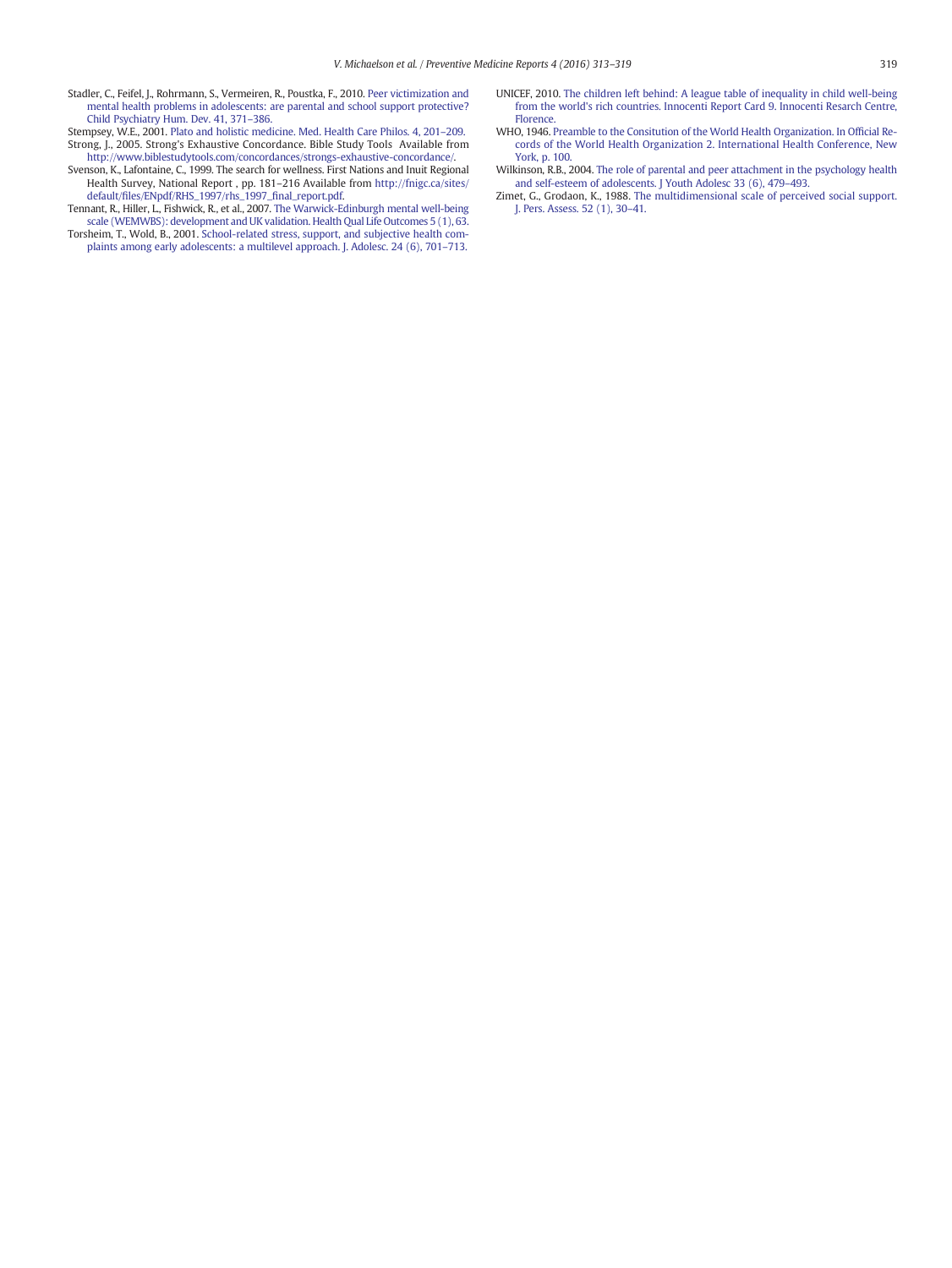Stadler, C., Feifel, J., Rohrmann, S., Vermeiren, R., Poustka, F., 2010. Peer victimization and mental health problems in adolescents: are parental and school support protective? Child Psychiatry Hum. Dev. 41, 371–386.

Stempsey, W.E., 2001. Plato and holistic medicine. Med. Health Care Philos. 4, 201–209.

Strong, J., 2005. Strong's Exhaustive Concordance. Bible Study Tools Available from http://www.biblestudytools.com/concordances/strongs-exhaustive-concordance/.

Svenson, K., Lafontaine, C., 1999. The search for wellness. First Nations and Inuit Regional Health Survey, National Report , pp. 181–216 Available from http://fnigc.ca/sites/default/files/ENpdf/RHS_1997/rhs_1997_final_report.pdf.

Tennant, R., Hiller, L., Fishwick, R., et al., 2007. The Warwick-Edinburgh mental well-being scale (WEMWBS): development and UK validation. Health Qual Life Outcomes 5 (1), 63.

Torsheim, T., Wold, B., 2001. School-related stress, support, and subjective health complaints among early adolescents: a multilevel approach. J. Adolesc. 24 (6), 701–713.

UNICEF, 2010. The children left behind: A league table of inequality in child well-being from the world's rich countries. Innocenti Report Card 9. Innocenti Resarch Centre, Florence.

WHO, 1946. Preamble to the Consitution of the World Health Organization. In Official Records of the World Health Organization 2. International Health Conference, New York, p. 100.

Wilkinson, R.B., 2004. The role of parental and peer attachment in the psychology health and self-esteem of adolescents. J Youth Adolesc 33 (6), 479–493.

Zimet, G., Grodaon, K., 1988. The multidimensional scale of perceived social support. J. Pers. Assess. 52 (1), 30–41.